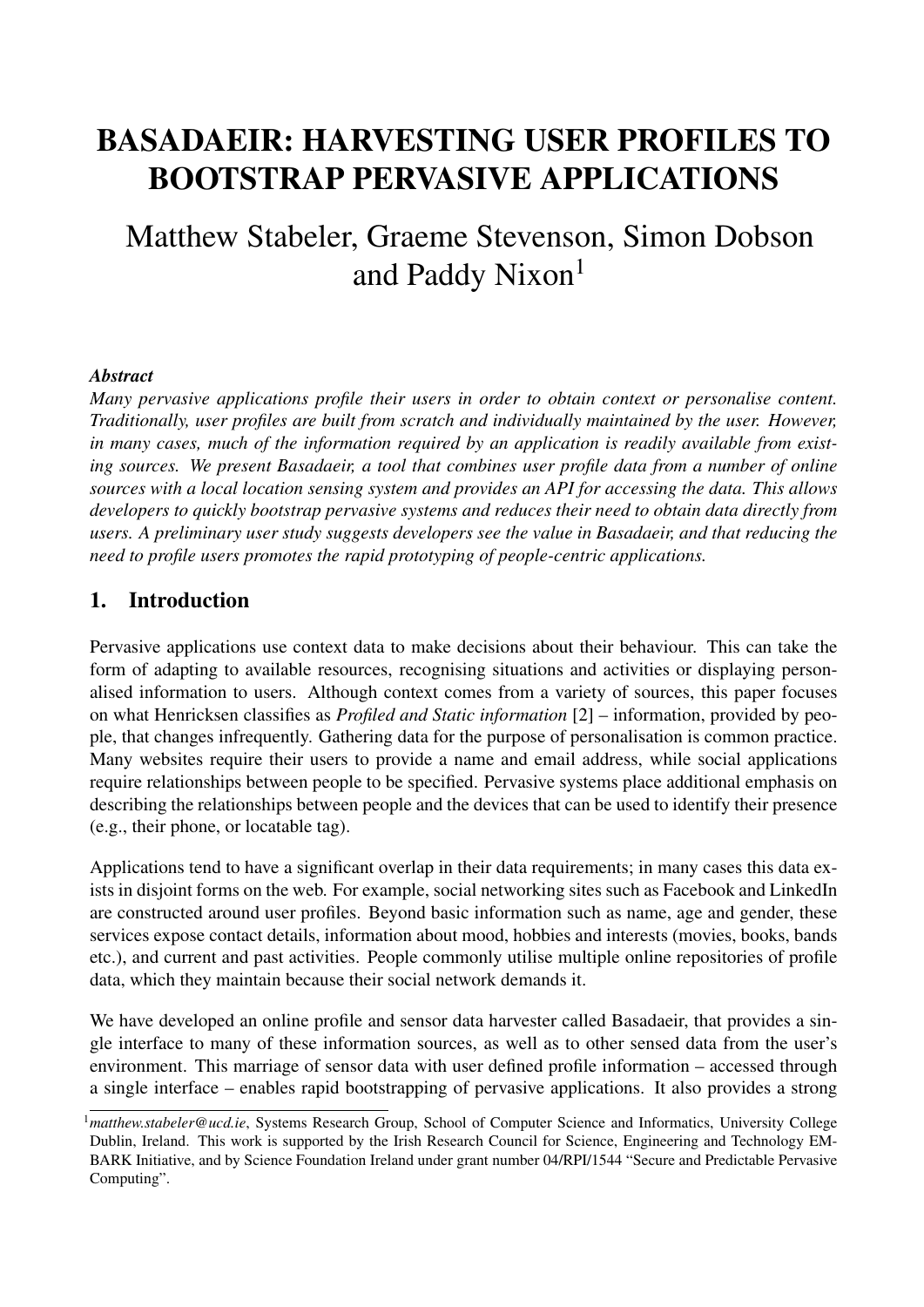# BASADAEIR: HARVESTING USER PROFILES TO BOOTSTRAP PERVASIVE APPLICATIONS

## Matthew Stabeler, Graeme Stevenson, Simon Dobson and Paddy Nixon[1]

***Abstract***

*Many pervasive applications profile their users in order to obtain context or personalise content. Traditionally, user profiles are built from scratch and individually maintained by the user. However, in many cases, much of the information required by an application is readily available from existing sources. We present Basadaeir, a tool that combines user profile data from a number of online sources with a local location sensing system and provides an API for accessing the data. This allows developers to quickly bootstrap pervasive systems and reduces their need to obtain data directly from users. A preliminary user study suggests developers see the value in Basadaeir, and that reducing the need to profile users promotes the rapid prototyping of people-centric applications.*

## 1. Introduction

Pervasive applications use context data to make decisions about their behaviour. This can take the form of adapting to available resources, recognising situations and activities or displaying personalised information to users. Although context comes from a variety of sources, this paper focuses on what Henricksen classifies as *Profiled and Static information* [2] – information, provided by people, that changes infrequently. Gathering data for the purpose of personalisation is common practice. Many websites require their users to provide a name and email address, while social applications require relationships between people to be specified. Pervasive systems place additional emphasis on describing the relationships between people and the devices that can be used to identify their presence (e.g., their phone, or locatable tag).

Applications tend to have a significant overlap in their data requirements; in many cases this data exists in disjoint forms on the web. For example, social networking sites such as Facebook and LinkedIn are constructed around user profiles. Beyond basic information such as name, age and gender, these services expose contact details, information about mood, hobbies and interests (movies, books, bands etc.), and current and past activities. People commonly utilise multiple online repositories of profile data, which they maintain because their social network demands it.

We have developed an online profile and sensor data harvester called Basadaeir, that provides a single interface to many of these information sources, as well as to other sensed data from the user's environment. This marriage of sensor data with user defined profile information – accessed through a single interface – enables rapid bootstrapping of pervasive applications. It also provides a strong

[1] *matthew.stabeler@ucd.ie*, Systems Research Group, School of Computer Science and Informatics, University College Dublin, Ireland. This work is supported by the Irish Research Council for Science, Engineering and Technology EMBARK Initiative, and by Science Foundation Ireland under grant number 04/RPI/1544 "Secure and Predictable Pervasive Computing".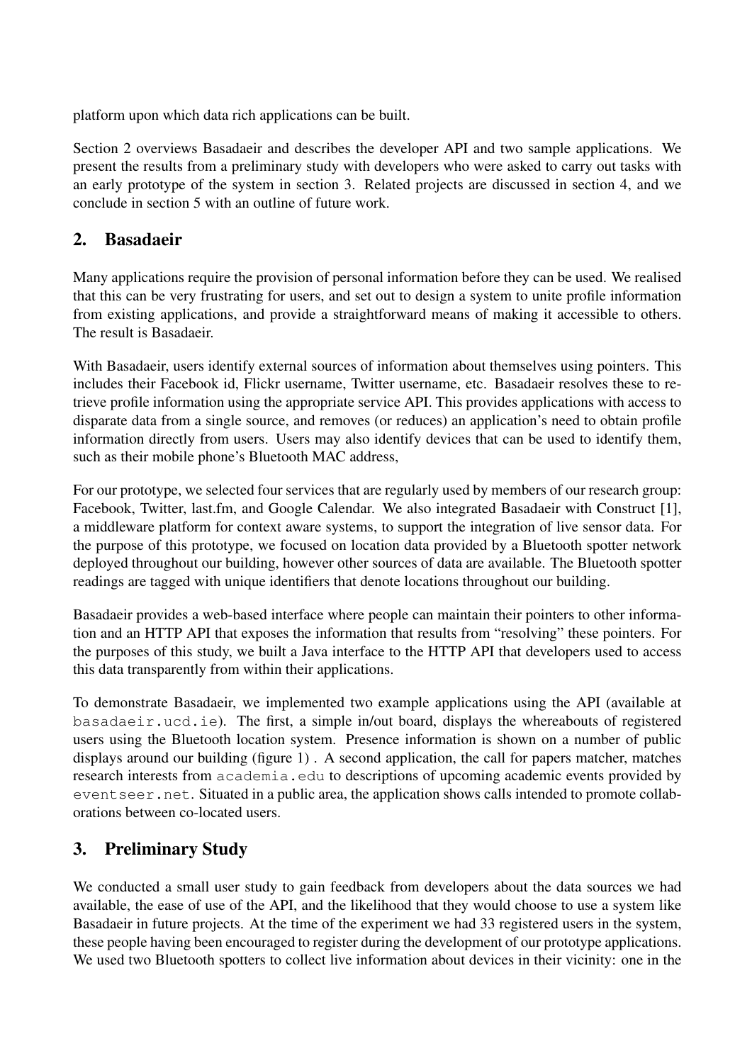platform upon which data rich applications can be built.

Section 2 overviews Basadaeir and describes the developer API and two sample applications. We present the results from a preliminary study with developers who were asked to carry out tasks with an early prototype of the system in section 3. Related projects are discussed in section 4, and we conclude in section 5 with an outline of future work.

## 2. Basadaeir

Many applications require the provision of personal information before they can be used. We realised that this can be very frustrating for users, and set out to design a system to unite profile information from existing applications, and provide a straightforward means of making it accessible to others. The result is Basadaeir.

With Basadaeir, users identify external sources of information about themselves using pointers. This includes their Facebook id, Flickr username, Twitter username, etc. Basadaeir resolves these to retrieve profile information using the appropriate service API. This provides applications with access to disparate data from a single source, and removes (or reduces) an application's need to obtain profile information directly from users. Users may also identify devices that can be used to identify them, such as their mobile phone's Bluetooth MAC address,

For our prototype, we selected four services that are regularly used by members of our research group: Facebook, Twitter, last.fm, and Google Calendar. We also integrated Basadaeir with Construct [1], a middleware platform for context aware systems, to support the integration of live sensor data. For the purpose of this prototype, we focused on location data provided by a Bluetooth spotter network deployed throughout our building, however other sources of data are available. The Bluetooth spotter readings are tagged with unique identifiers that denote locations throughout our building.

Basadaeir provides a web-based interface where people can maintain their pointers to other information and an HTTP API that exposes the information that results from "resolving" these pointers. For the purposes of this study, we built a Java interface to the HTTP API that developers used to access this data transparently from within their applications.

To demonstrate Basadaeir, we implemented two example applications using the API (available at `basadaeir.ucd.ie`). The first, a simple in/out board, displays the whereabouts of registered users using the Bluetooth location system. Presence information is shown on a number of public displays around our building (figure 1) . A second application, the call for papers matcher, matches research interests from `academia.edu` to descriptions of upcoming academic events provided by `eventseer.net`. Situated in a public area, the application shows calls intended to promote collaborations between co-located users.

## 3. Preliminary Study

We conducted a small user study to gain feedback from developers about the data sources we had available, the ease of use of the API, and the likelihood that they would choose to use a system like Basadaeir in future projects. At the time of the experiment we had 33 registered users in the system, these people having been encouraged to register during the development of our prototype applications. We used two Bluetooth spotters to collect live information about devices in their vicinity: one in the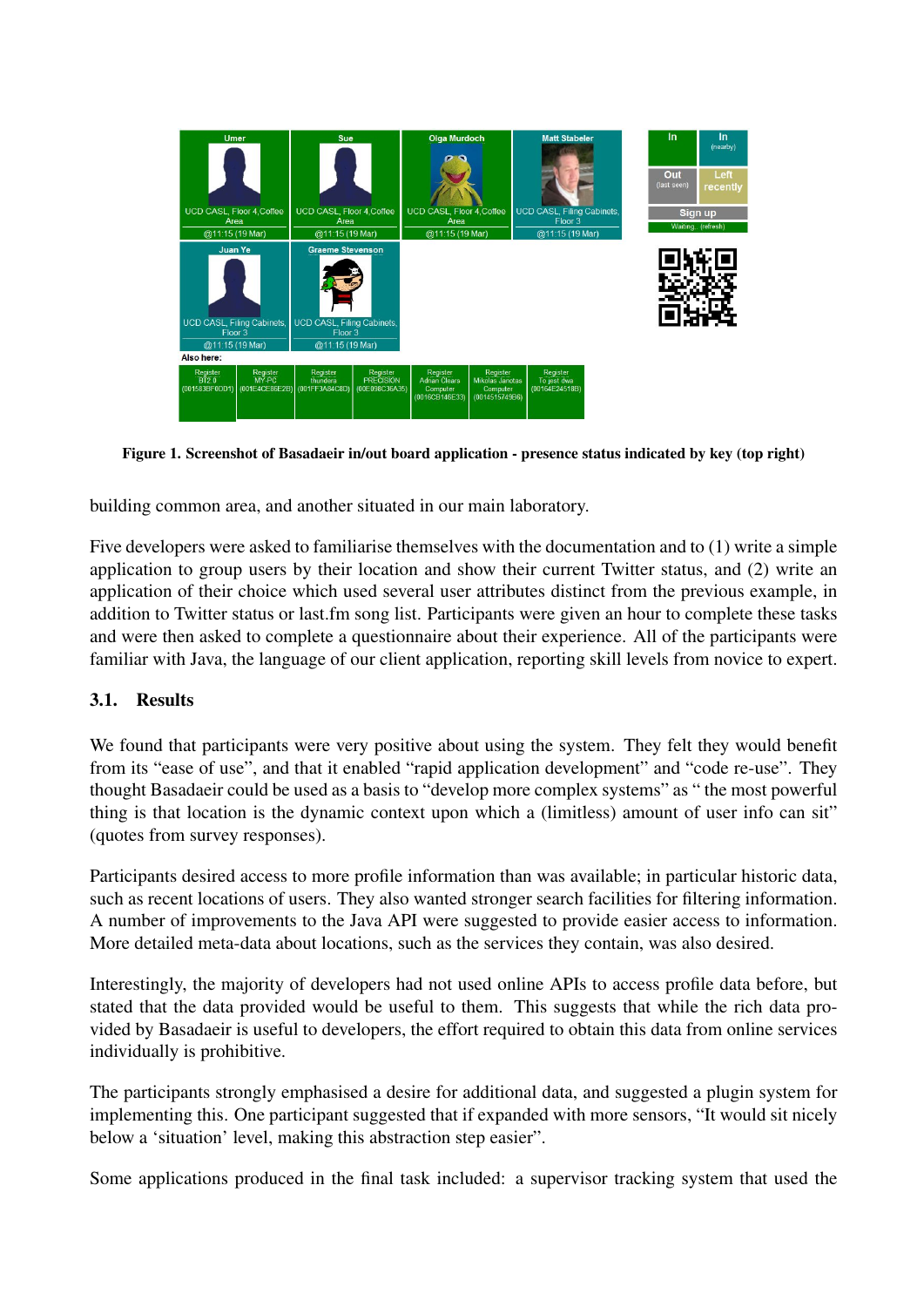**Figure 1. Screenshot of Basadaeir in/out board application - presence status indicated by key (top right)**

building common area, and another situated in our main laboratory.

Five developers were asked to familiarise themselves with the documentation and to (1) write a simple application to group users by their location and show their current Twitter status, and (2) write an application of their choice which used several user attributes distinct from the previous example, in addition to Twitter status or last.fm song list. Participants were given an hour to complete these tasks and were then asked to complete a questionnaire about their experience. All of the participants were familiar with Java, the language of our client application, reporting skill levels from novice to expert.

### 3.1. Results

We found that participants were very positive about using the system. They felt they would benefit from its "ease of use", and that it enabled "rapid application development" and "code re-use". They thought Basadaeir could be used as a basis to "develop more complex systems" as " the most powerful thing is that location is the dynamic context upon which a (limitless) amount of user info can sit" (quotes from survey responses).

Participants desired access to more profile information than was available; in particular historic data, such as recent locations of users. They also wanted stronger search facilities for filtering information. A number of improvements to the Java API were suggested to provide easier access to information. More detailed meta-data about locations, such as the services they contain, was also desired.

Interestingly, the majority of developers had not used online APIs to access profile data before, but stated that the data provided would be useful to them. This suggests that while the rich data provided by Basadaeir is useful to developers, the effort required to obtain this data from online services individually is prohibitive.

The participants strongly emphasised a desire for additional data, and suggested a plugin system for implementing this. One participant suggested that if expanded with more sensors, "It would sit nicely below a 'situation' level, making this abstraction step easier".

Some applications produced in the final task included: a supervisor tracking system that used the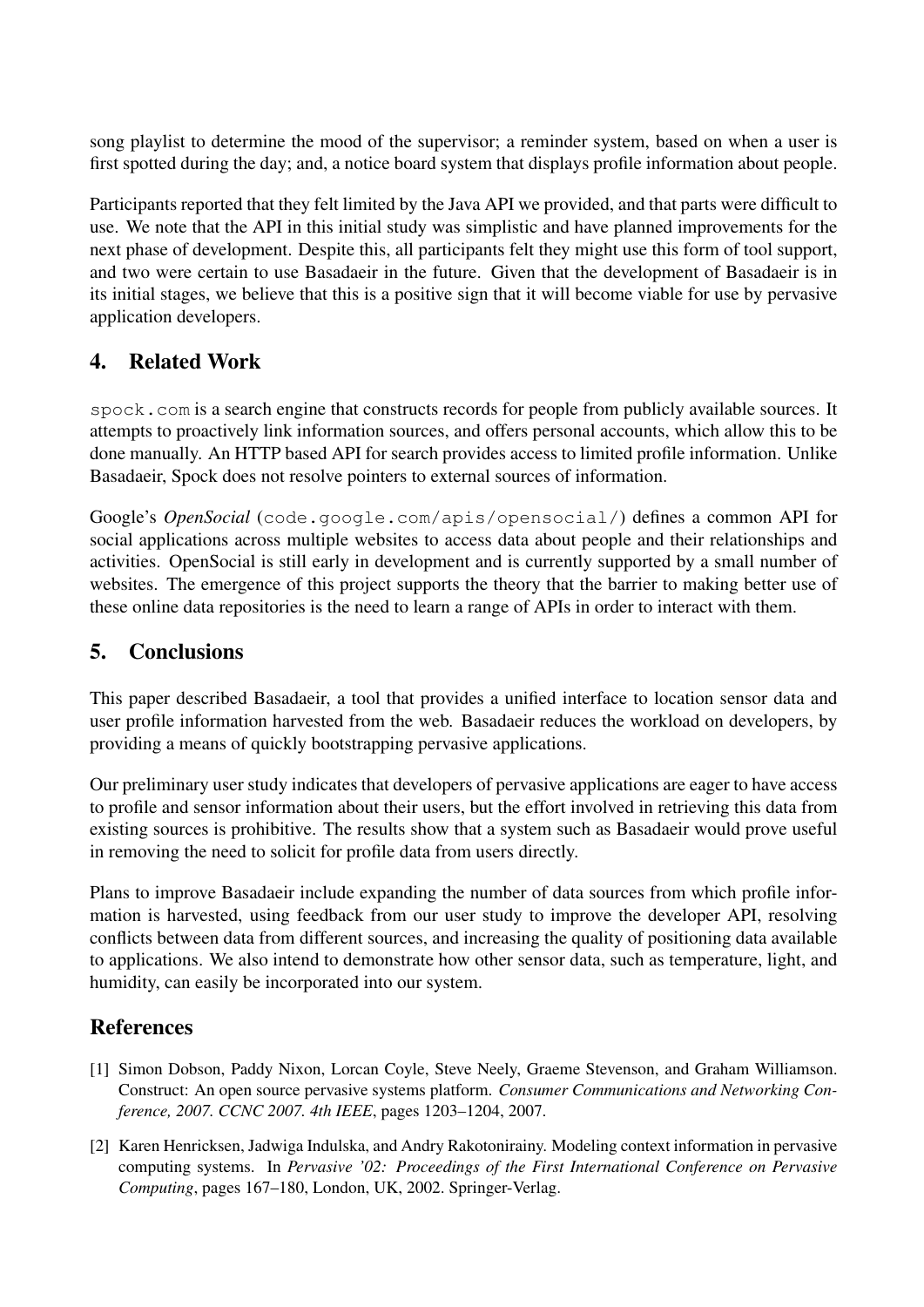song playlist to determine the mood of the supervisor; a reminder system, based on when a user is first spotted during the day; and, a notice board system that displays profile information about people.

Participants reported that they felt limited by the Java API we provided, and that parts were difficult to use. We note that the API in this initial study was simplistic and have planned improvements for the next phase of development. Despite this, all participants felt they might use this form of tool support, and two were certain to use Basadaeir in the future. Given that the development of Basadaeir is in its initial stages, we believe that this is a positive sign that it will become viable for use by pervasive application developers.

## 4. Related Work

`spock.com` is a search engine that constructs records for people from publicly available sources. It attempts to proactively link information sources, and offers personal accounts, which allow this to be done manually. An HTTP based API for search provides access to limited profile information. Unlike Basadaeir, Spock does not resolve pointers to external sources of information.

Google's *OpenSocial* (`code.google.com/apis/opensocial/`) defines a common API for social applications across multiple websites to access data about people and their relationships and activities. OpenSocial is still early in development and is currently supported by a small number of websites. The emergence of this project supports the theory that the barrier to making better use of these online data repositories is the need to learn a range of APIs in order to interact with them.

## 5. Conclusions

This paper described Basadaeir, a tool that provides a unified interface to location sensor data and user profile information harvested from the web. Basadaeir reduces the workload on developers, by providing a means of quickly bootstrapping pervasive applications.

Our preliminary user study indicates that developers of pervasive applications are eager to have access to profile and sensor information about their users, but the effort involved in retrieving this data from existing sources is prohibitive. The results show that a system such as Basadaeir would prove useful in removing the need to solicit for profile data from users directly.

Plans to improve Basadaeir include expanding the number of data sources from which profile information is harvested, using feedback from our user study to improve the developer API, resolving conflicts between data from different sources, and increasing the quality of positioning data available to applications. We also intend to demonstrate how other sensor data, such as temperature, light, and humidity, can easily be incorporated into our system.

## References

[1] Simon Dobson, Paddy Nixon, Lorcan Coyle, Steve Neely, Graeme Stevenson, and Graham Williamson. Construct: An open source pervasive systems platform. *Consumer Communications and Networking Conference, 2007. CCNC 2007. 4th IEEE*, pages 1203–1204, 2007.

[2] Karen Henricksen, Jadwiga Indulska, and Andry Rakotonirainy. Modeling context information in pervasive computing systems. In *Pervasive '02: Proceedings of the First International Conference on Pervasive Computing*, pages 167–180, London, UK, 2002. Springer-Verlag.